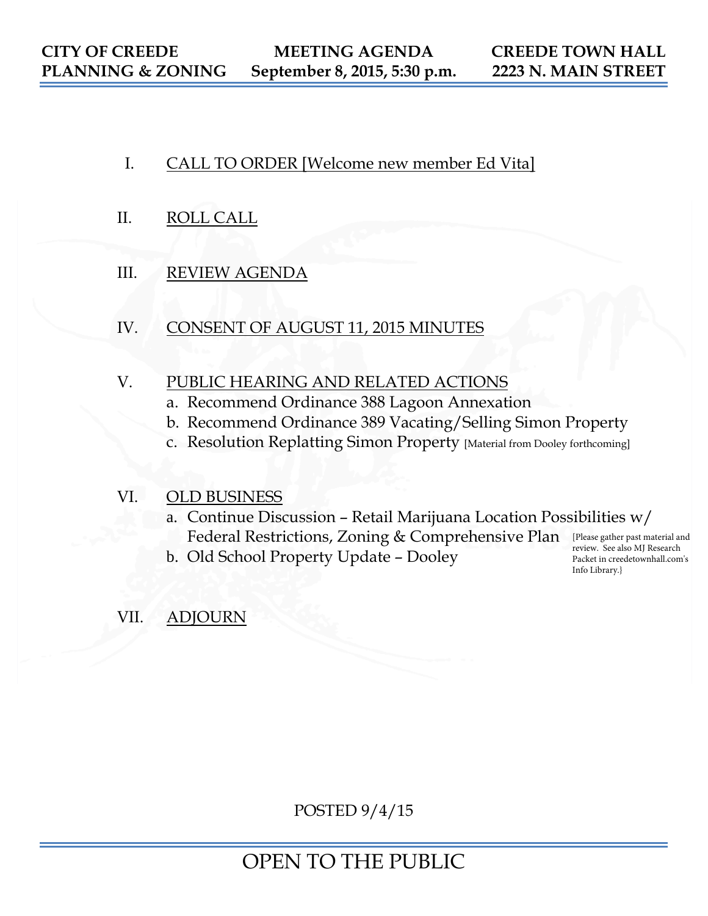**CITY OF CREEDE PLANNING & ZONING** | **MEETING AGENDA September 8, 2015, 5:30 p.m.** | **CREEDE TOWN HALL 2223 N. MAIN STREET**

I. CALL TO ORDER [Welcome new member Ed Vita]

II. ROLL CALL

III. REVIEW AGENDA

IV. CONSENT OF AUGUST 11, 2015 MINUTES

V. PUBLIC HEARING AND RELATED ACTIONS
   a. Recommend Ordinance 388 Lagoon Annexation
   b. Recommend Ordinance 389 Vacating/Selling Simon Property
   c. Resolution Replatting Simon Property [Material from Dooley forthcoming]

VI. OLD BUSINESS
   a. Continue Discussion – Retail Marijuana Location Possibilities w/ Federal Restrictions, Zoning & Comprehensive Plan {Please gather past material and review. See also MJ Research Packet in creedetownhall.com's Info Library.}
   b. Old School Property Update – Dooley

VII. ADJOURN

POSTED 9/4/15

OPEN TO THE PUBLIC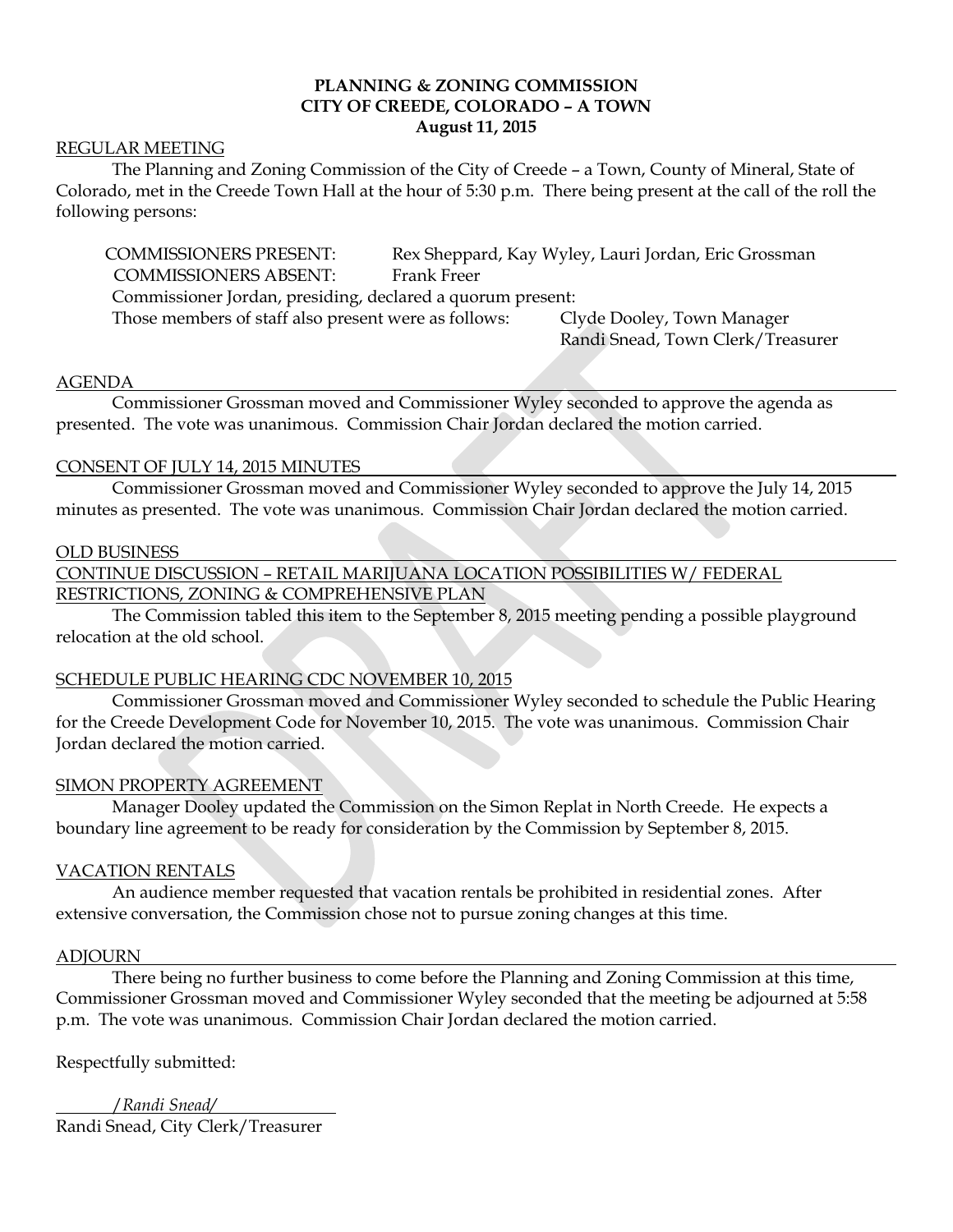**PLANNING & ZONING COMMISSION**
**CITY OF CREEDE, COLORADO – A TOWN**
**August 11, 2015**

REGULAR MEETING

The Planning and Zoning Commission of the City of Creede – a Town, County of Mineral, State of Colorado, met in the Creede Town Hall at the hour of 5:30 p.m. There being present at the call of the roll the following persons:

COMMISSIONERS PRESENT: Rex Sheppard, Kay Wyley, Lauri Jordan, Eric Grossman
COMMISSIONERS ABSENT: Frank Freer
Commissioner Jordan, presiding, declared a quorum present:
Those members of staff also present were as follows: Clyde Dooley, Town Manager
Randi Snead, Town Clerk/Treasurer

AGENDA

Commissioner Grossman moved and Commissioner Wyley seconded to approve the agenda as presented. The vote was unanimous. Commission Chair Jordan declared the motion carried.

CONSENT OF JULY 14, 2015 MINUTES

Commissioner Grossman moved and Commissioner Wyley seconded to approve the July 14, 2015 minutes as presented. The vote was unanimous. Commission Chair Jordan declared the motion carried.

OLD BUSINESS

CONTINUE DISCUSSION – RETAIL MARIJUANA LOCATION POSSIBILITIES W/ FEDERAL RESTRICTIONS, ZONING & COMPREHENSIVE PLAN

The Commission tabled this item to the September 8, 2015 meeting pending a possible playground relocation at the old school.

SCHEDULE PUBLIC HEARING CDC NOVEMBER 10, 2015

Commissioner Grossman moved and Commissioner Wyley seconded to schedule the Public Hearing for the Creede Development Code for November 10, 2015. The vote was unanimous. Commission Chair Jordan declared the motion carried.

SIMON PROPERTY AGREEMENT

Manager Dooley updated the Commission on the Simon Replat in North Creede. He expects a boundary line agreement to be ready for consideration by the Commission by September 8, 2015.

VACATION RENTALS

An audience member requested that vacation rentals be prohibited in residential zones. After extensive conversation, the Commission chose not to pursue zoning changes at this time.

ADJOURN

There being no further business to come before the Planning and Zoning Commission at this time, Commissioner Grossman moved and Commissioner Wyley seconded that the meeting be adjourned at 5:58 p.m. The vote was unanimous. Commission Chair Jordan declared the motion carried.

Respectfully submitted:

*/Randi Snead/*
Randi Snead, City Clerk/Treasurer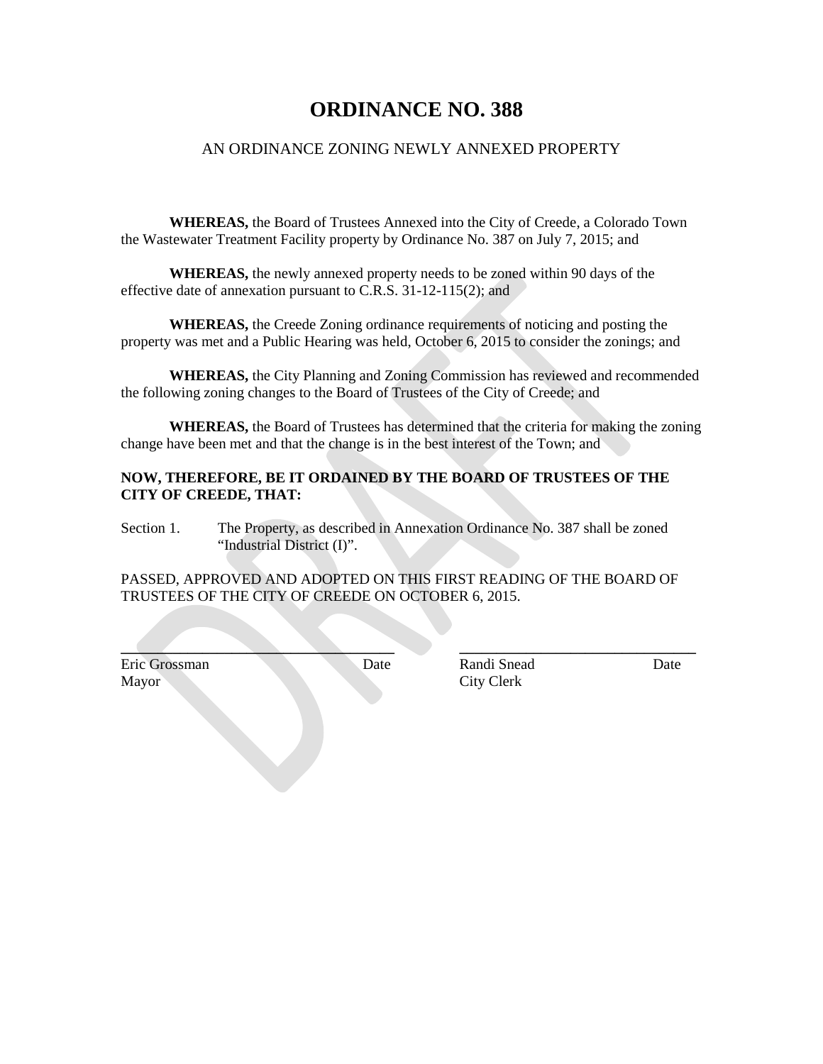# ORDINANCE NO. 388

AN ORDINANCE ZONING NEWLY ANNEXED PROPERTY

**WHEREAS,** the Board of Trustees Annexed into the City of Creede, a Colorado Town the Wastewater Treatment Facility property by Ordinance No. 387 on July 7, 2015; and

**WHEREAS,** the newly annexed property needs to be zoned within 90 days of the effective date of annexation pursuant to C.R.S. 31-12-115(2); and

**WHEREAS,** the Creede Zoning ordinance requirements of noticing and posting the property was met and a Public Hearing was held, October 6, 2015 to consider the zonings; and

**WHEREAS,** the City Planning and Zoning Commission has reviewed and recommended the following zoning changes to the Board of Trustees of the City of Creede; and

**WHEREAS,** the Board of Trustees has determined that the criteria for making the zoning change have been met and that the change is in the best interest of the Town; and

**NOW, THEREFORE, BE IT ORDAINED BY THE BOARD OF TRUSTEES OF THE CITY OF CREEDE, THAT:**

Section 1. The Property, as described in Annexation Ordinance No. 387 shall be zoned "Industrial District (I)".

PASSED, APPROVED AND ADOPTED ON THIS FIRST READING OF THE BOARD OF TRUSTEES OF THE CITY OF CREEDE ON OCTOBER 6, 2015.

_________________________________________ Date
Eric Grossman
Mayor

_________________________________________ Date
Randi Snead
City Clerk

DRAFT